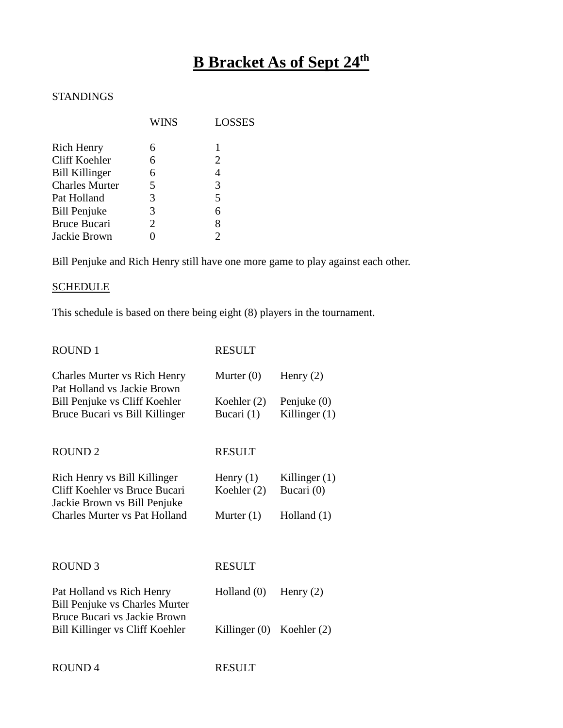# B Bracket As of Sept 24th

STANDINGS

| | WINS | LOSSES |
|---|---|---|
| Rich Henry | 6 | 1 |
| Cliff Koehler | 6 | 2 |
| Bill Killinger | 6 | 4 |
| Charles Murter | 5 | 3 |
| Pat Holland | 3 | 5 |
| Bill Penjuke | 3 | 6 |
| Bruce Bucari | 2 | 8 |
| Jackie Brown | 0 | 2 |

Bill Penjuke and Rich Henry still have one more game to play against each other.

SCHEDULE

This schedule is based on there being eight (8) players in the tournament.

| ROUND 1 | RESULT | |
|---|---|---|
| Charles Murter vs Rich Henry | Murter (0) | Henry (2) |
| Pat Holland vs Jackie Brown | | |
| Bill Penjuke vs Cliff Koehler | Koehler (2) | Penjuke (0) |
| Bruce Bucari vs Bill Killinger | Bucari (1) | Killinger (1) |

| ROUND 2 | RESULT | |
|---|---|---|
| Rich Henry vs Bill Killinger | Henry (1) | Killinger (1) |
| Cliff Koehler vs Bruce Bucari | Koehler (2) | Bucari (0) |
| Jackie Brown vs Bill Penjuke | | |
| Charles Murter vs Pat Holland | Murter (1) | Holland (1) |

| ROUND 3 | RESULT | |
|---|---|---|
| Pat Holland vs Rich Henry | Holland (0) | Henry (2) |
| Bill Penjuke vs Charles Murter | | |
| Bruce Bucari vs Jackie Brown | | |
| Bill Killinger vs Cliff Koehler | Killinger (0) | Koehler (2) |

ROUND 4 RESULT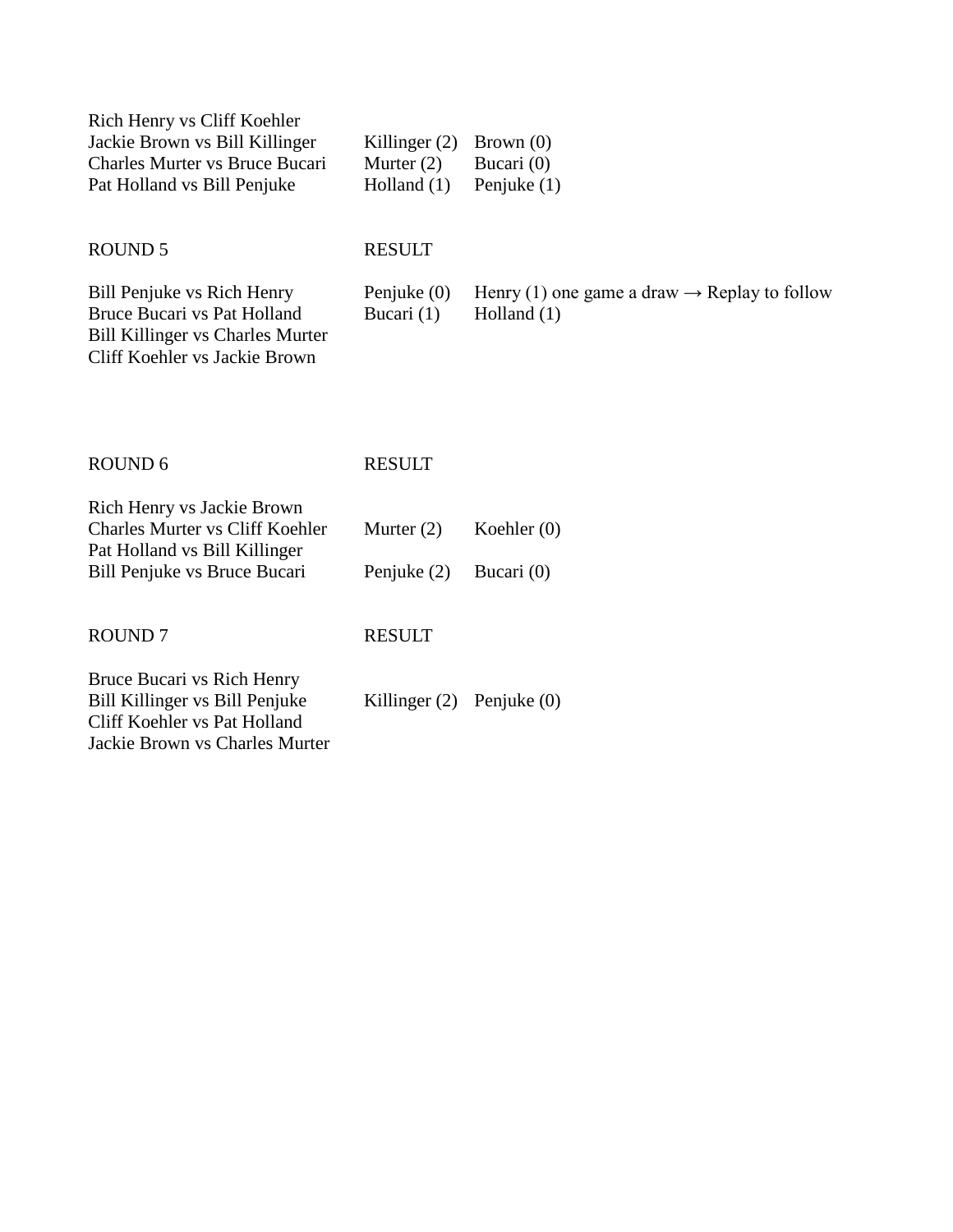| | | |
|---|---|---|
| Rich Henry vs Cliff Koehler | | |
| Jackie Brown vs Bill Killinger | Killinger (2) | Brown (0) |
| Charles Murter vs Bruce Bucari | Murter (2) | Bucari (0) |
| Pat Holland vs Bill Penjuke | Holland (1) | Penjuke (1) |

| ROUND 5 | RESULT | |
|---|---|---|
| Bill Penjuke vs Rich Henry | Penjuke (0) | Henry (1) one game a draw → Replay to follow |
| Bruce Bucari vs Pat Holland | Bucari (1) | Holland (1) |
| Bill Killinger vs Charles Murter | | |
| Cliff Koehler vs Jackie Brown | | |

| ROUND 6 | RESULT | |
|---|---|---|
| Rich Henry vs Jackie Brown | | |
| Charles Murter vs Cliff Koehler | Murter (2) | Koehler (0) |
| Pat Holland vs Bill Killinger | | |
| Bill Penjuke vs Bruce Bucari | Penjuke (2) | Bucari (0) |

| ROUND 7 | RESULT | |
|---|---|---|
| Bruce Bucari vs Rich Henry | | |
| Bill Killinger vs Bill Penjuke | Killinger (2) | Penjuke (0) |
| Cliff Koehler vs Pat Holland | | |
| Jackie Brown vs Charles Murter | | |